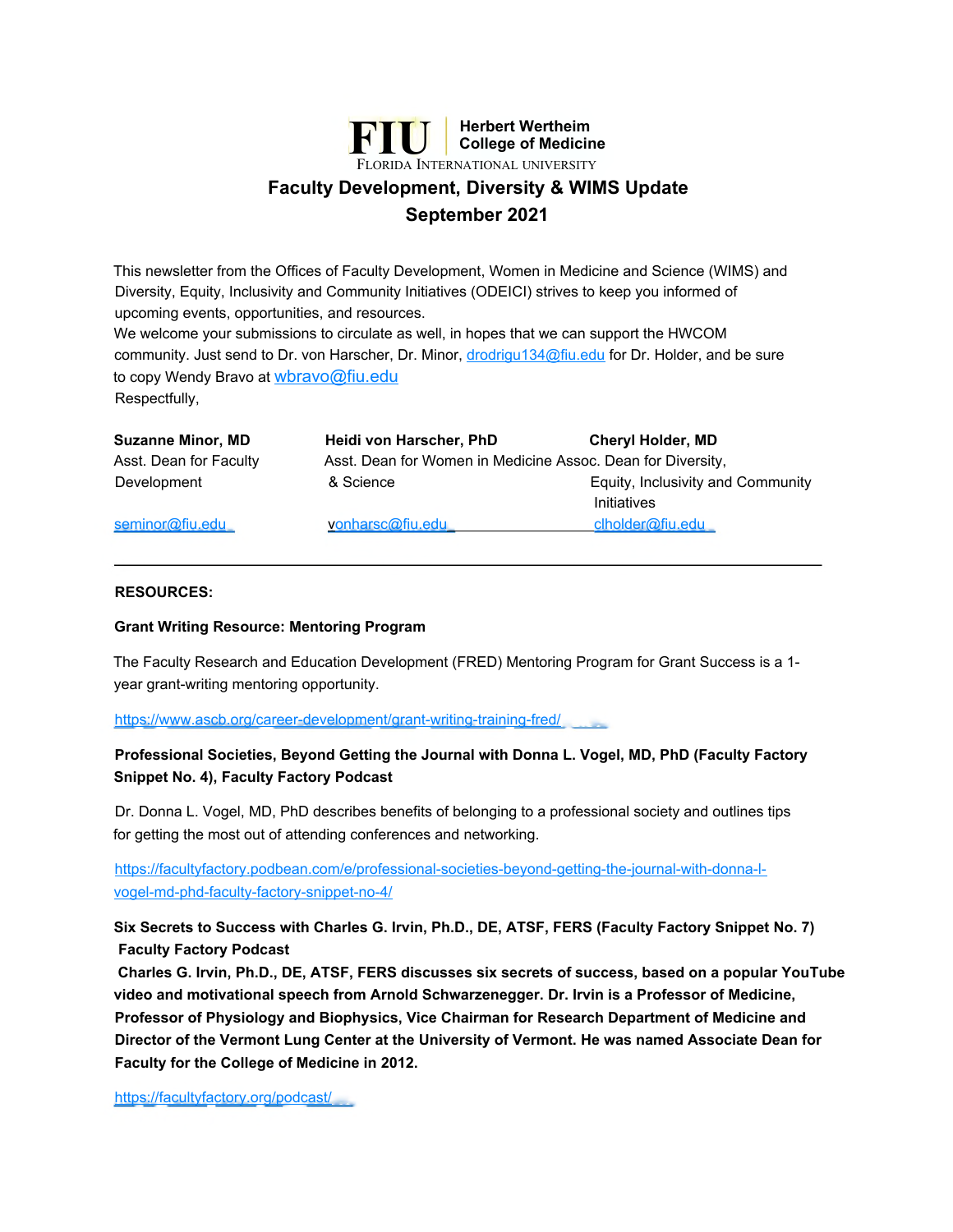# FIU | Herbert Wertheim College of Medicine

FLORIDA INTERNATIONAL UNIVERSITY

## Faculty Development, Diversity & WIMS Update

## September 2021

This newsletter from the Offices of Faculty Development, Women in Medicine and Science (WIMS) and Diversity, Equity, Inclusivity and Community Initiatives (ODEICI) strives to keep you informed of upcoming events, opportunities, and resources.

We welcome your submissions to circulate as well, in hopes that we can support the HWCOM community. Just send to Dr. von Harscher, Dr. Minor, drodrigu134@fiu.edu for Dr. Holder, and be sure to copy Wendy Bravo at wbravo@fiu.edu

Respectfully,

| **Suzanne Minor, MD** | **Heidi von Harscher, PhD** | **Cheryl Holder, MD** |
|---|---|---|
| Asst. Dean for Faculty Development | Asst. Dean for Women in Medicine & Science | Assoc. Dean for Diversity, Equity, Inclusivity and Community Initiatives |
| seminor@fiu.edu | vonharsc@fiu.edu | clholder@fiu.edu |

---

**RESOURCES:**

**Grant Writing Resource: Mentoring Program**

The Faculty Research and Education Development (FRED) Mentoring Program for Grant Success is a 1-year grant-writing mentoring opportunity.

https://www.ascb.org/career-development/grant-writing-training-fred/

**Professional Societies, Beyond Getting the Journal with Donna L. Vogel, MD, PhD (Faculty Factory Snippet No. 4), Faculty Factory Podcast**

Dr. Donna L. Vogel, MD, PhD describes benefits of belonging to a professional society and outlines tips for getting the most out of attending conferences and networking.

https://facultyfactory.podbean.com/e/professional-societies-beyond-getting-the-journal-with-donna-l-vogel-md-phd-faculty-factory-snippet-no-4/

**Six Secrets to Success with Charles G. Irvin, Ph.D., DE, ATSF, FERS (Faculty Factory Snippet No. 7) Faculty Factory Podcast**

**Charles G. Irvin, Ph.D., DE, ATSF, FERS discusses six secrets of success, based on a popular YouTube video and motivational speech from Arnold Schwarzenegger. Dr. Irvin is a Professor of Medicine, Professor of Physiology and Biophysics, Vice Chairman for Research Department of Medicine and Director of the Vermont Lung Center at the University of Vermont. He was named Associate Dean for Faculty for the College of Medicine in 2012.**

https://facultyfactory.org/podcast/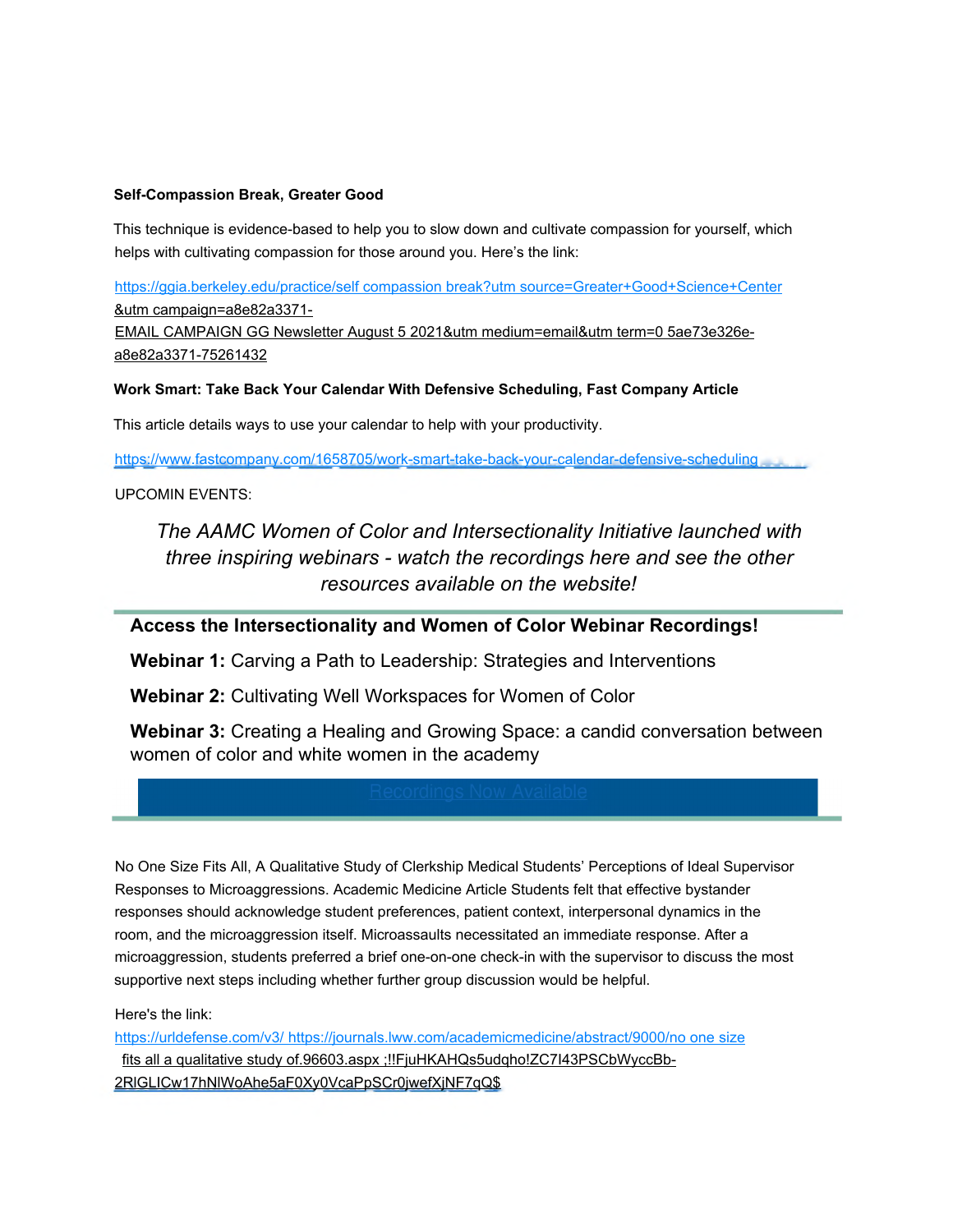**Self-Compassion Break, Greater Good**

This technique is evidence-based to help you to slow down and cultivate compassion for yourself, which helps with cultivating compassion for those around you. Here's the link:

https://ggia.berkeley.edu/practice/self compassion break?utm source=Greater+Good+Science+Center &utm campaign=a8e82a3371- EMAIL CAMPAIGN GG Newsletter August 5 2021&utm medium=email&utm term=0 5ae73e326e- a8e82a3371-75261432

**Work Smart: Take Back Your Calendar With Defensive Scheduling, Fast Company Article**

This article details ways to use your calendar to help with your productivity.

https://www.fastcompany.com/1658705/work-smart-take-back-your-calendar-defensive-scheduling

UPCOMIN EVENTS:

*The AAMC Women of Color and Intersectionality Initiative launched with three inspiring webinars - watch the recordings here and see the other resources available on the website!*

**Access the Intersectionality and Women of Color Webinar Recordings!**

**Webinar 1:** Carving a Path to Leadership: Strategies and Interventions

**Webinar 2:** Cultivating Well Workspaces for Women of Color

**Webinar 3:** Creating a Healing and Growing Space: a candid conversation between women of color and white women in the academy

Recordings Now Available

No One Size Fits All, A Qualitative Study of Clerkship Medical Students' Perceptions of Ideal Supervisor Responses to Microaggressions. Academic Medicine Article Students felt that effective bystander responses should acknowledge student preferences, patient context, interpersonal dynamics in the room, and the microaggression itself. Microassaults necessitated an immediate response. After a microaggression, students preferred a brief one-on-one check-in with the supervisor to discuss the most supportive next steps including whether further group discussion would be helpful.

Here's the link:
https://urldefense.com/v3/ https://journals.lww.com/academicmedicine/abstract/9000/no one size fits all a qualitative study of.96603.aspx ;!!FjuHKAHQs5udqho!ZC7I43PSCbWyccBb-2RlGLICw17hNlWoAhe5aF0Xy0VcaPpSCr0jwefXjNF7qQ$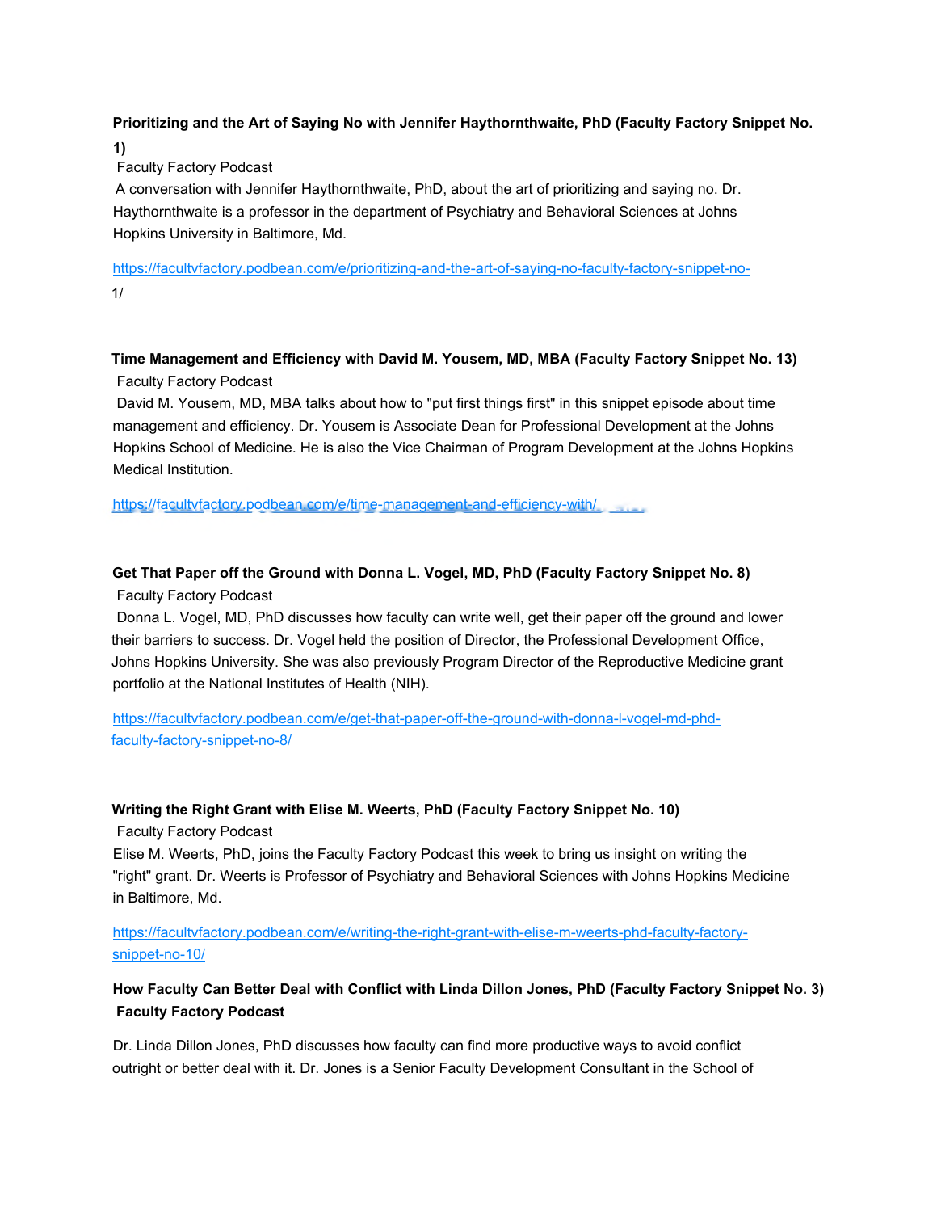**Prioritizing and the Art of Saying No with Jennifer Haythornthwaite, PhD (Faculty Factory Snippet No. 1)**

Faculty Factory Podcast

A conversation with Jennifer Haythornthwaite, PhD, about the art of prioritizing and saying no. Dr. Haythornthwaite is a professor in the department of Psychiatry and Behavioral Sciences at Johns Hopkins University in Baltimore, Md.

https://facultyfactory.podbean.com/e/prioritizing-and-the-art-of-saying-no-faculty-factory-snippet-no-1/

**Time Management and Efficiency with David M. Yousem, MD, MBA (Faculty Factory Snippet No. 13)**

Faculty Factory Podcast

David M. Yousem, MD, MBA talks about how to "put first things first" in this snippet episode about time management and efficiency. Dr. Yousem is Associate Dean for Professional Development at the Johns Hopkins School of Medicine. He is also the Vice Chairman of Program Development at the Johns Hopkins Medical Institution.

https://facultyfactory.podbean.com/e/time-management-and-efficiency-with/

**Get That Paper off the Ground with Donna L. Vogel, MD, PhD (Faculty Factory Snippet No. 8)**

Faculty Factory Podcast

Donna L. Vogel, MD, PhD discusses how faculty can write well, get their paper off the ground and lower their barriers to success. Dr. Vogel held the position of Director, the Professional Development Office, Johns Hopkins University. She was also previously Program Director of the Reproductive Medicine grant portfolio at the National Institutes of Health (NIH).

https://facultyfactory.podbean.com/e/get-that-paper-off-the-ground-with-donna-l-vogel-md-phd-faculty-factory-snippet-no-8/

**Writing the Right Grant with Elise M. Weerts, PhD (Faculty Factory Snippet No. 10)**

Faculty Factory Podcast

Elise M. Weerts, PhD, joins the Faculty Factory Podcast this week to bring us insight on writing the "right" grant. Dr. Weerts is Professor of Psychiatry and Behavioral Sciences with Johns Hopkins Medicine in Baltimore, Md.

https://facultyfactory.podbean.com/e/writing-the-right-grant-with-elise-m-weerts-phd-faculty-factory-snippet-no-10/

**How Faculty Can Better Deal with Conflict with Linda Dillon Jones, PhD (Faculty Factory Snippet No. 3)**

**Faculty Factory Podcast**

Dr. Linda Dillon Jones, PhD discusses how faculty can find more productive ways to avoid conflict outright or better deal with it. Dr. Jones is a Senior Faculty Development Consultant in the School of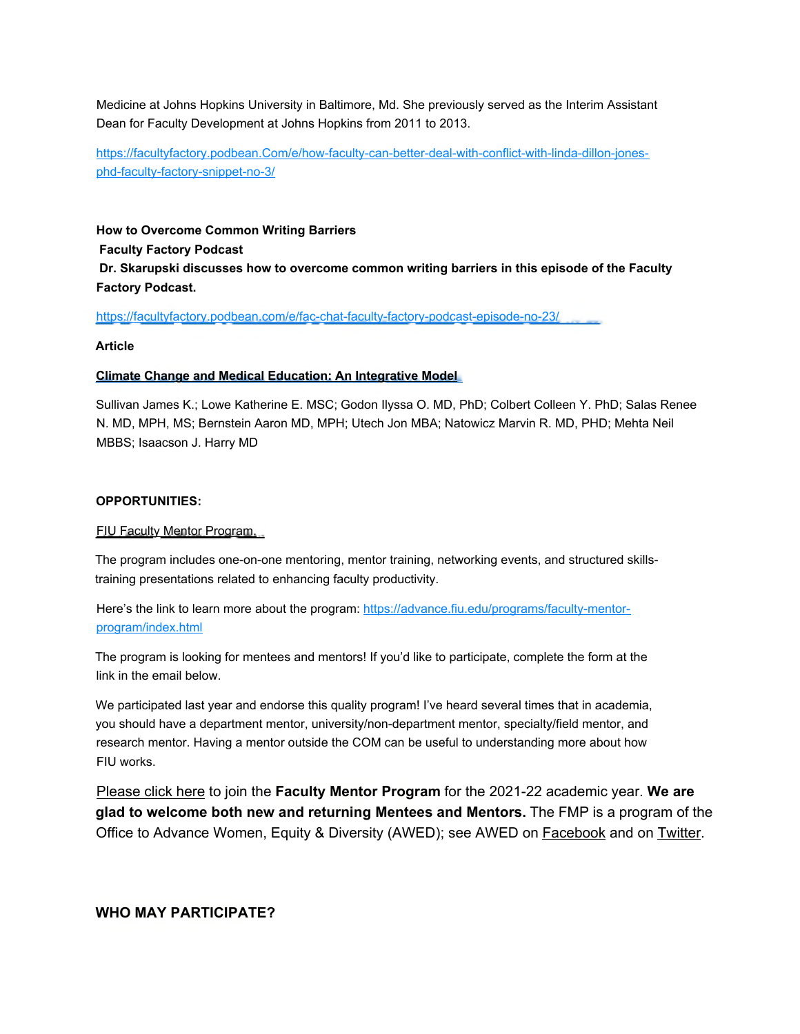Medicine at Johns Hopkins University in Baltimore, Md. She previously served as the Interim Assistant Dean for Faculty Development at Johns Hopkins from 2011 to 2013.

https://facultyfactory.podbean.Com/e/how-faculty-can-better-deal-with-conflict-with-linda-dillon-jones-phd-faculty-factory-snippet-no-3/

**How to Overcome Common Writing Barriers**
**Faculty Factory Podcast**
**Dr. Skarupski discusses how to overcome common writing barriers in this episode of the Faculty Factory Podcast.**

https://facultyfactory.podbean.com/e/fac-chat-faculty-factory-podcast-episode-no-23/

**Article**

**Climate Change and Medical Education: An Integrative Model**

Sullivan James K.; Lowe Katherine E. MSC; Godon Ilyssa O. MD, PhD; Colbert Colleen Y. PhD; Salas Renee N. MD, MPH, MS; Bernstein Aaron MD, MPH; Utech Jon MBA; Natowicz Marvin R. MD, PHD; Mehta Neil MBBS; Isaacson J. Harry MD

**OPPORTUNITIES:**

FIU Faculty Mentor Program.

The program includes one-on-one mentoring, mentor training, networking events, and structured skills-training presentations related to enhancing faculty productivity.

Here's the link to learn more about the program: https://advance.fiu.edu/programs/faculty-mentor-program/index.html

The program is looking for mentees and mentors! If you'd like to participate, complete the form at the link in the email below.

We participated last year and endorse this quality program! I've heard several times that in academia, you should have a department mentor, university/non-department mentor, specialty/field mentor, and research mentor. Having a mentor outside the COM can be useful to understanding more about how FIU works.

Please click here to join the **Faculty Mentor Program** for the 2021-22 academic year. **We are glad to welcome both new and returning Mentees and Mentors.** The FMP is a program of the Office to Advance Women, Equity & Diversity (AWED); see AWED on Facebook and on Twitter.

**WHO MAY PARTICIPATE?**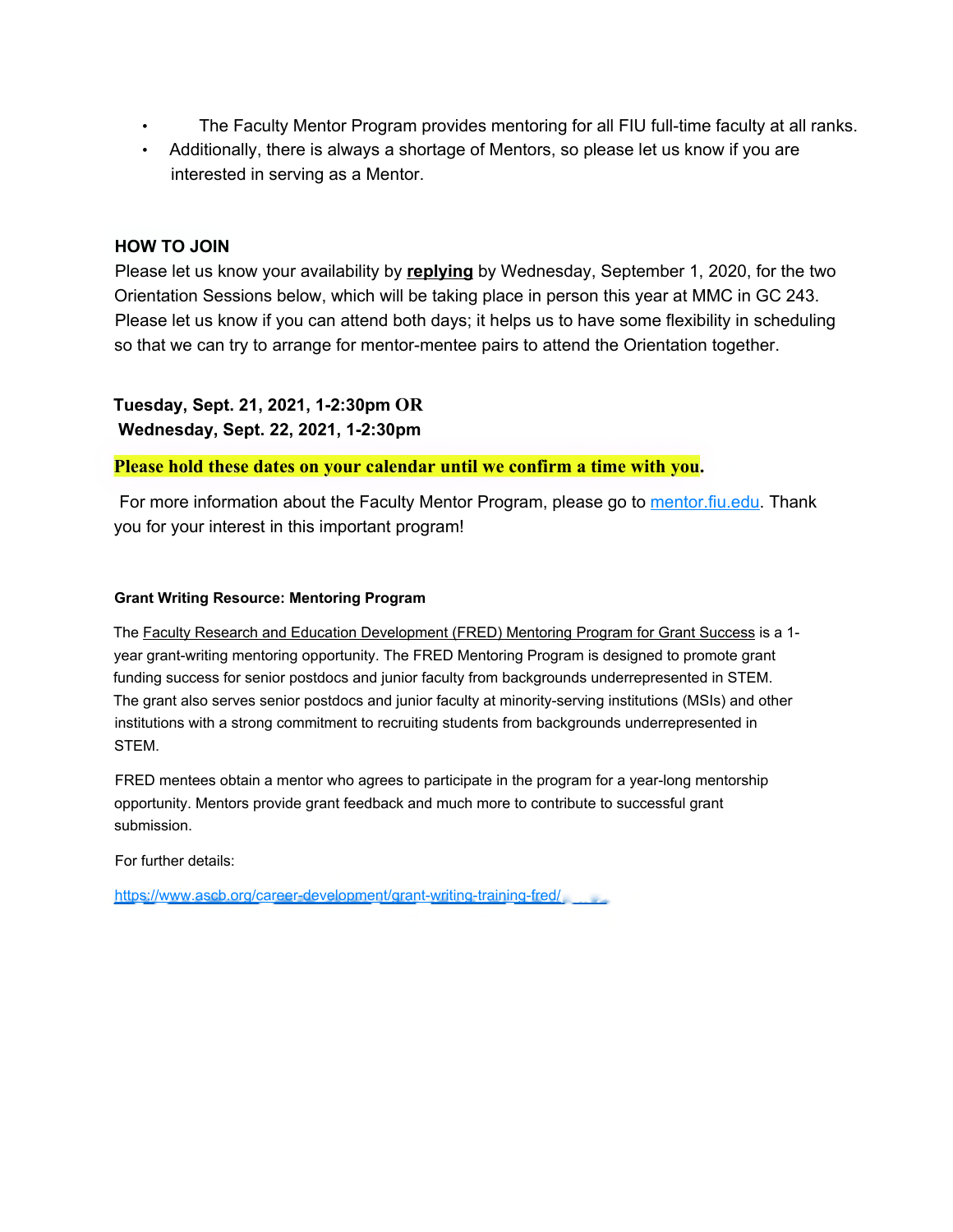- The Faculty Mentor Program provides mentoring for all FIU full-time faculty at all ranks.
- Additionally, there is always a shortage of Mentors, so please let us know if you are interested in serving as a Mentor.

**HOW TO JOIN**

Please let us know your availability by **replying** by Wednesday, September 1, 2020, for the two Orientation Sessions below, which will be taking place in person this year at MMC in GC 243. Please let us know if you can attend both days; it helps us to have some flexibility in scheduling so that we can try to arrange for mentor-mentee pairs to attend the Orientation together.

**Tuesday, Sept. 21, 2021, 1-2:30pm OR**
**Wednesday, Sept. 22, 2021, 1-2:30pm**

**Please hold these dates on your calendar until we confirm a time with you.**

For more information about the Faculty Mentor Program, please go to mentor.fiu.edu. Thank you for your interest in this important program!

**Grant Writing Resource: Mentoring Program**

The Faculty Research and Education Development (FRED) Mentoring Program for Grant Success is a 1-year grant-writing mentoring opportunity. The FRED Mentoring Program is designed to promote grant funding success for senior postdocs and junior faculty from backgrounds underrepresented in STEM. The grant also serves senior postdocs and junior faculty at minority-serving institutions (MSIs) and other institutions with a strong commitment to recruiting students from backgrounds underrepresented in STEM.

FRED mentees obtain a mentor who agrees to participate in the program for a year-long mentorship opportunity. Mentors provide grant feedback and much more to contribute to successful grant submission.

For further details:

https://www.ascb.org/career-development/grant-writing-training-fred/